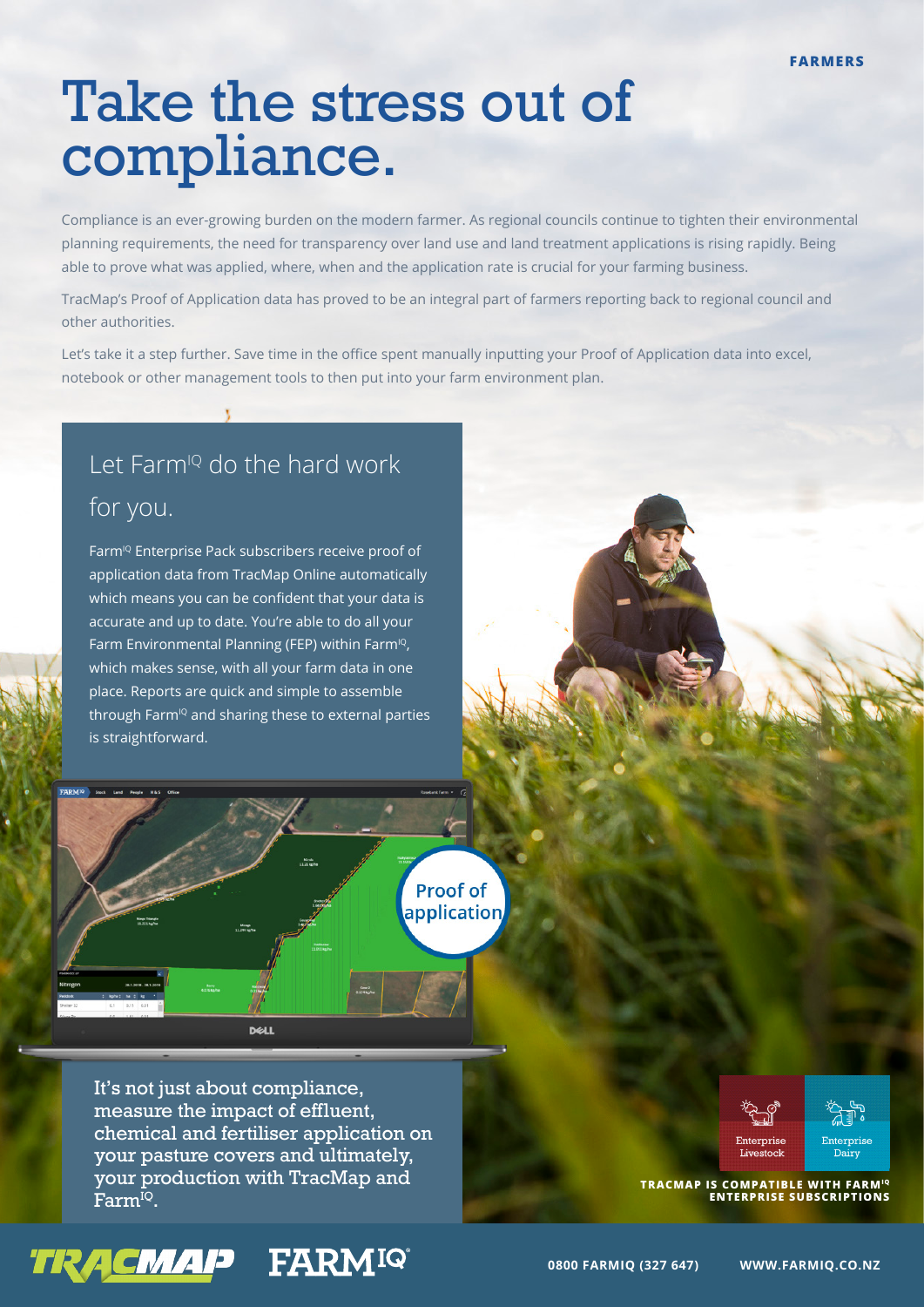FARMERS

# Take the stress out of compliance.

Compliance is an ever-growing burden on the modern farmer. As regional councils continue to tighten their environmental planning requirements, the need for transparency over land use and land treatment applications is rising rapidly. Being able to prove what was applied, where, when and the application rate is crucial for your farming business.

TracMap's Proof of Application data has proved to be an integral part of farmers reporting back to regional council and other authorities.

Let's take it a step further. Save time in the office spent manually inputting your Proof of Application data into excel, notebook or other management tools to then put into your farm environment plan.

## Let Farm[IQ] do the hard work for you.

Farm[IQ] Enterprise Pack subscribers receive proof of application data from TracMap Online automatically which means you can be confident that your data is accurate and up to date. You're able to do all your Farm Environmental Planning (FEP) within Farm[IQ], which makes sense, with all your farm data in one place. Reports are quick and simple to assemble through Farm[IQ] and sharing these to external parties is straightforward.

Proof of application

It's not just about compliance, measure the impact of effluent, chemical and fertiliser application on your pasture covers and ultimately, your production with TracMap and Farm[IQ].

Enterprise Livestock

Enterprise Dairy

**TRACMAP IS COMPATIBLE WITH FARM[IQ] ENTERPRISE SUBSCRIPTIONS**

TRACMAP FARM[IQ]

**0800 FARMIQ (327 647)** **WWW.FARMIQ.CO.NZ**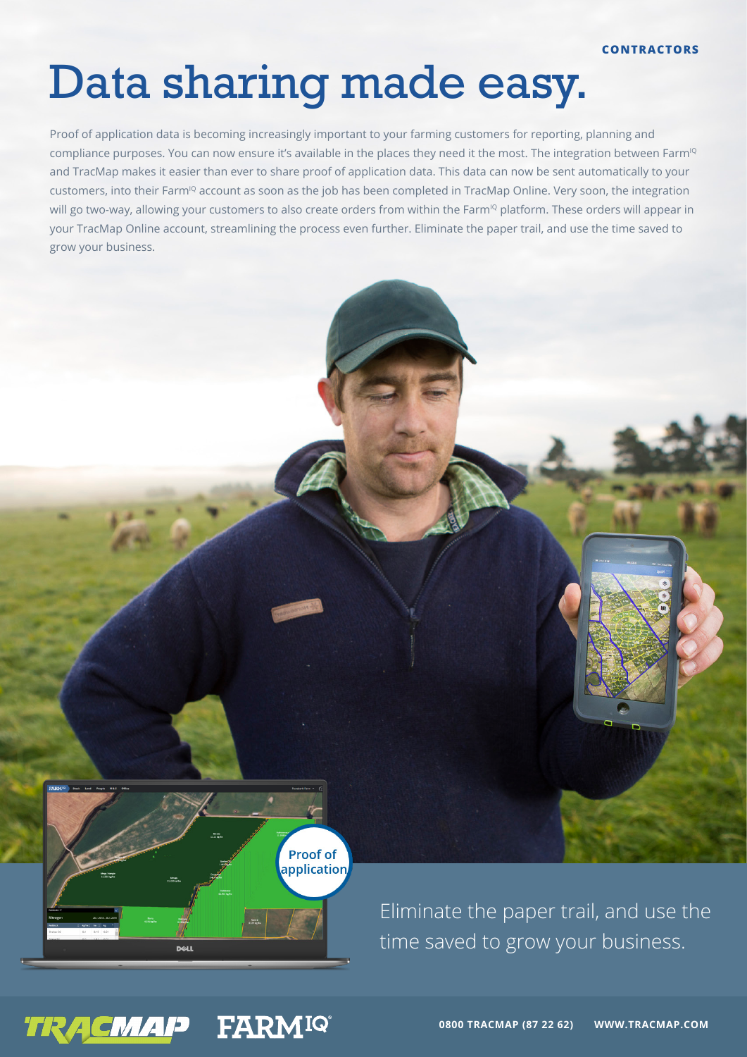CONTRACTORS

# Data sharing made easy.

Proof of application data is becoming increasingly important to your farming customers for reporting, planning and compliance purposes. You can now ensure it's available in the places they need it the most. The integration between Farm[IQ] and TracMap makes it easier than ever to share proof of application data. This data can now be sent automatically to your customers, into their Farm[IQ] account as soon as the job has been completed in TracMap Online. Very soon, the integration will go two-way, allowing your customers to also create orders from within the Farm[IQ] platform. These orders will appear in your TracMap Online account, streamlining the process even further. Eliminate the paper trail, and use the time saved to grow your business.

Proof of application

Eliminate the paper trail, and use the time saved to grow your business.

TRACMAP FARMIQ

0800 TRACMAP (87 22 62) WWW.TRACMAP.COM